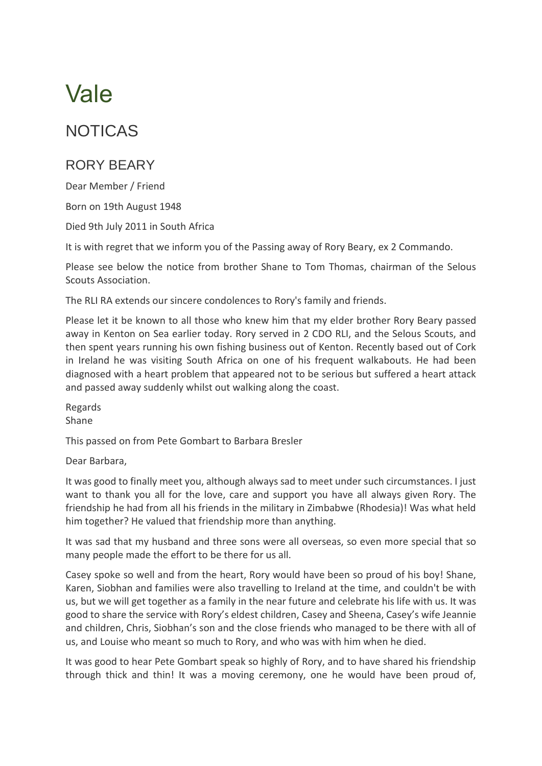# Vale

## NOTICAS

### RORY BEARY

Dear Member / Friend

Born on 19th August 1948

Died 9th July 2011 in South Africa

It is with regret that we inform you of the Passing away of Rory Beary, ex 2 Commando.

Please see below the notice from brother Shane to Tom Thomas, chairman of the Selous Scouts Association.

The RLI RA extends our sincere condolences to Rory's family and friends.

Please let it be known to all those who knew him that my elder brother Rory Beary passed away in Kenton on Sea earlier today. Rory served in 2 CDO RLI, and the Selous Scouts, and then spent years running his own fishing business out of Kenton. Recently based out of Cork in Ireland he was visiting South Africa on one of his frequent walkabouts. He had been diagnosed with a heart problem that appeared not to be serious but suffered a heart attack and passed away suddenly whilst out walking along the coast.

Regards
Shane

This passed on from Pete Gombart to Barbara Bresler

Dear Barbara,

It was good to finally meet you, although always sad to meet under such circumstances. I just want to thank you all for the love, care and support you have all always given Rory. The friendship he had from all his friends in the military in Zimbabwe (Rhodesia)! Was what held him together? He valued that friendship more than anything.

It was sad that my husband and three sons were all overseas, so even more special that so many people made the effort to be there for us all.

Casey spoke so well and from the heart, Rory would have been so proud of his boy! Shane, Karen, Siobhan and families were also travelling to Ireland at the time, and couldn't be with us, but we will get together as a family in the near future and celebrate his life with us. It was good to share the service with Rory's eldest children, Casey and Sheena, Casey's wife Jeannie and children, Chris, Siobhan's son and the close friends who managed to be there with all of us, and Louise who meant so much to Rory, and who was with him when he died.

It was good to hear Pete Gombart speak so highly of Rory, and to have shared his friendship through thick and thin! It was a moving ceremony, one he would have been proud of,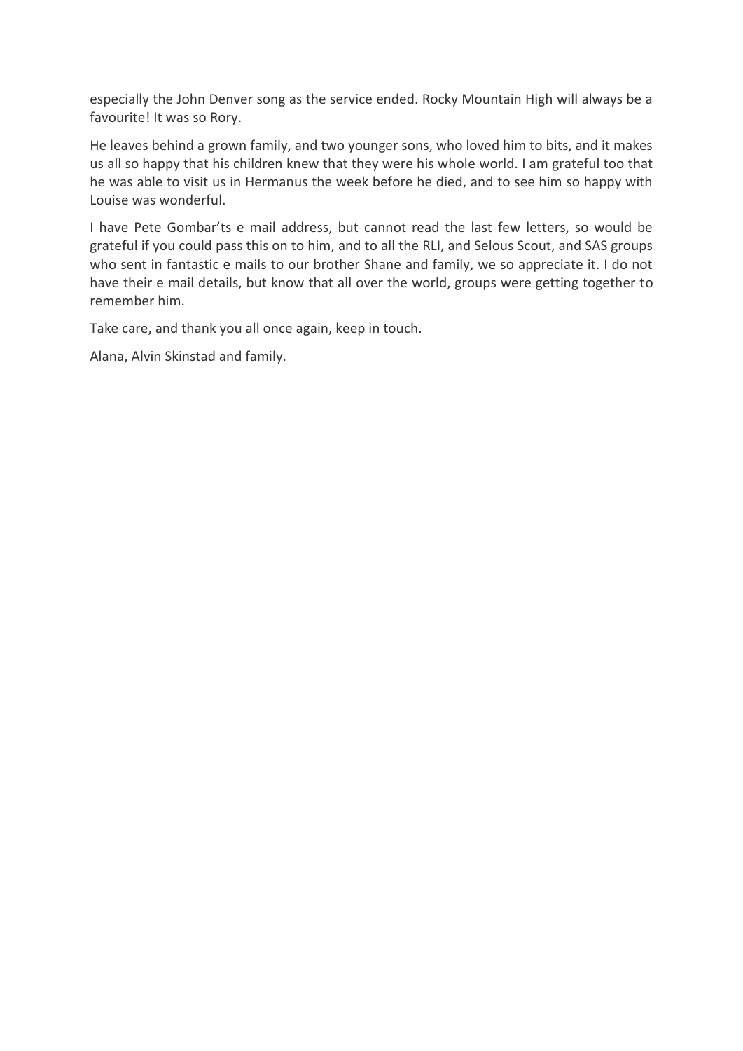especially the John Denver song as the service ended. Rocky Mountain High will always be a favourite! It was so Rory.

He leaves behind a grown family, and two younger sons, who loved him to bits, and it makes us all so happy that his children knew that they were his whole world. I am grateful too that he was able to visit us in Hermanus the week before he died, and to see him so happy with Louise was wonderful.

I have Pete Gombar'ts e mail address, but cannot read the last few letters, so would be grateful if you could pass this on to him, and to all the RLI, and Selous Scout, and SAS groups who sent in fantastic e mails to our brother Shane and family, we so appreciate it. I do not have their e mail details, but know that all over the world, groups were getting together to remember him.

Take care, and thank you all once again, keep in touch.

Alana, Alvin Skinstad and family.